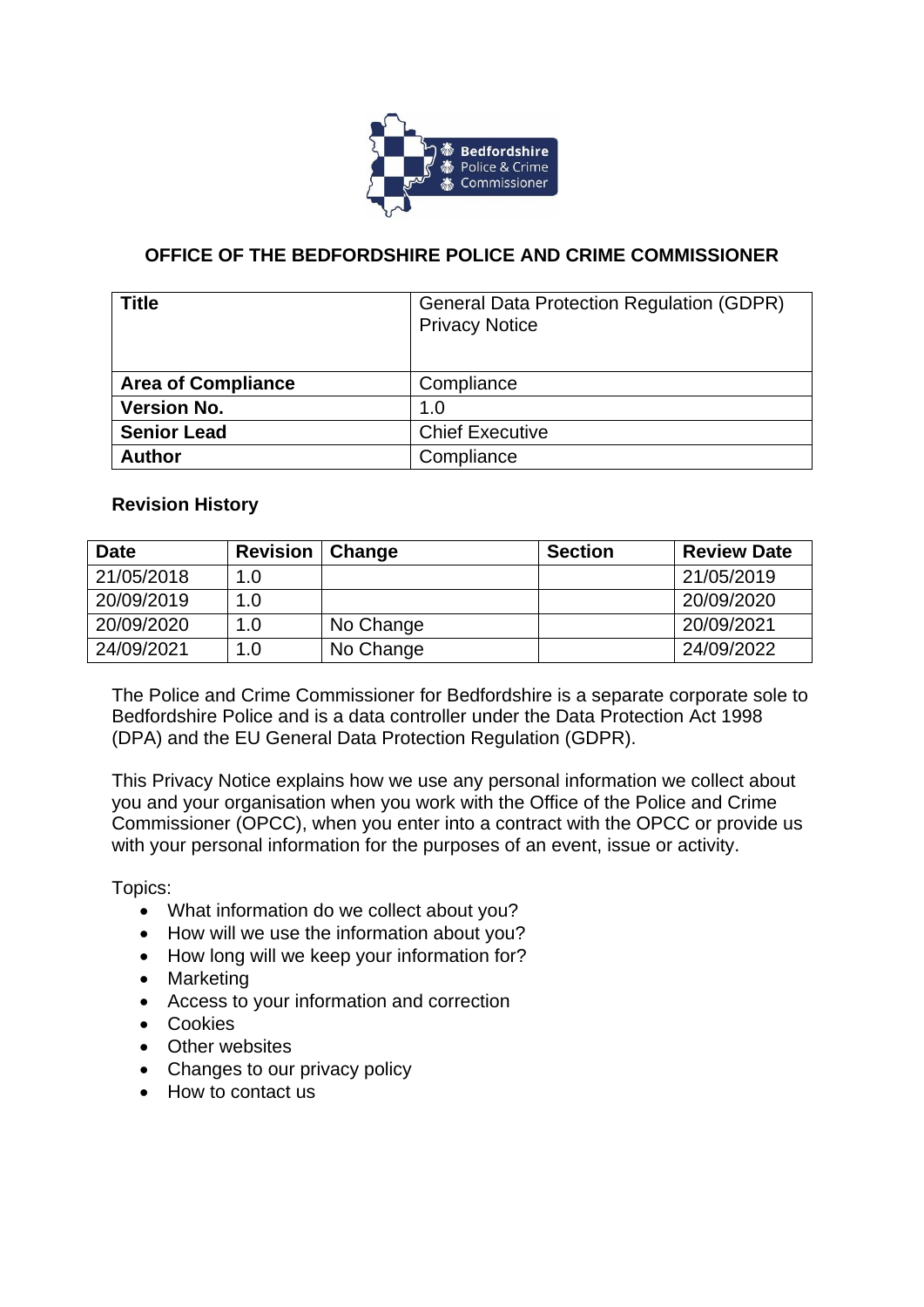# OFFICE OF THE BEDFORDSHIRE POLICE AND CRIME COMMISSIONER

| **Title** | General Data Protection Regulation (GDPR) Privacy Notice |
|---|---|
| **Area of Compliance** | Compliance |
| **Version No.** | 1.0 |
| **Senior Lead** | Chief Executive |
| **Author** | Compliance |

**Revision History**

| Date | Revision | Change | Section | Review Date |
|---|---|---|---|---|
| 21/05/2018 | 1.0 | | | 21/05/2019 |
| 20/09/2019 | 1.0 | | | 20/09/2020 |
| 20/09/2020 | 1.0 | No Change | | 20/09/2021 |
| 24/09/2021 | 1.0 | No Change | | 24/09/2022 |

The Police and Crime Commissioner for Bedfordshire is a separate corporate sole to Bedfordshire Police and is a data controller under the Data Protection Act 1998 (DPA) and the EU General Data Protection Regulation (GDPR).

This Privacy Notice explains how we use any personal information we collect about you and your organisation when you work with the Office of the Police and Crime Commissioner (OPCC), when you enter into a contract with the OPCC or provide us with your personal information for the purposes of an event, issue or activity.

Topics:

- What information do we collect about you?
- How will we use the information about you?
- How long will we keep your information for?
- Marketing
- Access to your information and correction
- Cookies
- Other websites
- Changes to our privacy policy
- How to contact us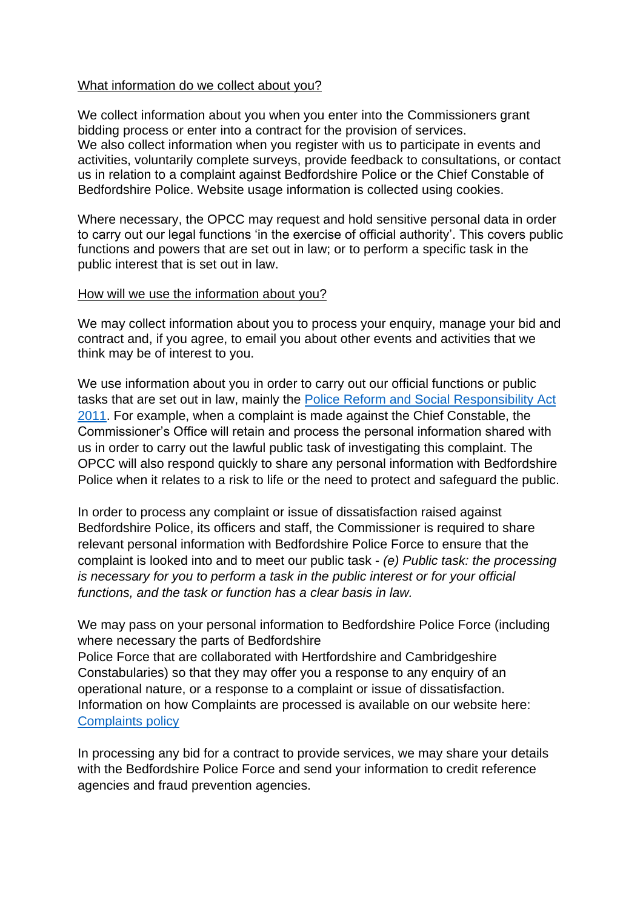What information do we collect about you?

We collect information about you when you enter into the Commissioners grant bidding process or enter into a contract for the provision of services.
We also collect information when you register with us to participate in events and activities, voluntarily complete surveys, provide feedback to consultations, or contact us in relation to a complaint against Bedfordshire Police or the Chief Constable of Bedfordshire Police. Website usage information is collected using cookies.

Where necessary, the OPCC may request and hold sensitive personal data in order to carry out our legal functions 'in the exercise of official authority'. This covers public functions and powers that are set out in law; or to perform a specific task in the public interest that is set out in law.

How will we use the information about you?

We may collect information about you to process your enquiry, manage your bid and contract and, if you agree, to email you about other events and activities that we think may be of interest to you.

We use information about you in order to carry out our official functions or public tasks that are set out in law, mainly the Police Reform and Social Responsibility Act 2011. For example, when a complaint is made against the Chief Constable, the Commissioner's Office will retain and process the personal information shared with us in order to carry out the lawful public task of investigating this complaint. The OPCC will also respond quickly to share any personal information with Bedfordshire Police when it relates to a risk to life or the need to protect and safeguard the public.

In order to process any complaint or issue of dissatisfaction raised against Bedfordshire Police, its officers and staff, the Commissioner is required to share relevant personal information with Bedfordshire Police Force to ensure that the complaint is looked into and to meet our public task - *(e) Public task: the processing is necessary for you to perform a task in the public interest or for your official functions, and the task or function has a clear basis in law.*

We may pass on your personal information to Bedfordshire Police Force (including where necessary the parts of Bedfordshire
Police Force that are collaborated with Hertfordshire and Cambridgeshire Constabularies) so that they may offer you a response to any enquiry of an operational nature, or a response to a complaint or issue of dissatisfaction. Information on how Complaints are processed is available on our website here: Complaints policy

In processing any bid for a contract to provide services, we may share your details with the Bedfordshire Police Force and send your information to credit reference agencies and fraud prevention agencies.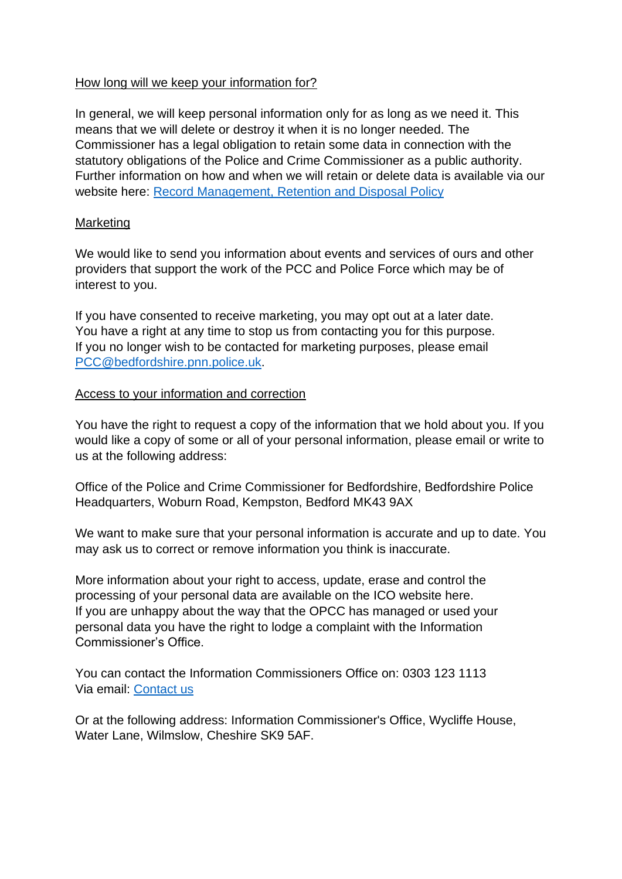## How long will we keep your information for?

In general, we will keep personal information only for as long as we need it. This means that we will delete or destroy it when it is no longer needed. The Commissioner has a legal obligation to retain some data in connection with the statutory obligations of the Police and Crime Commissioner as a public authority. Further information on how and when we will retain or delete data is available via our website here: [Record Management, Retention and Disposal Policy]()

## Marketing

We would like to send you information about events and services of ours and other providers that support the work of the PCC and Police Force which may be of interest to you.

If you have consented to receive marketing, you may opt out at a later date. You have a right at any time to stop us from contacting you for this purpose. If you no longer wish to be contacted for marketing purposes, please email [PCC@bedfordshire.pnn.police.uk](mailto:PCC@bedfordshire.pnn.police.uk).

## Access to your information and correction

You have the right to request a copy of the information that we hold about you. If you would like a copy of some or all of your personal information, please email or write to us at the following address:

Office of the Police and Crime Commissioner for Bedfordshire, Bedfordshire Police Headquarters, Woburn Road, Kempston, Bedford MK43 9AX

We want to make sure that your personal information is accurate and up to date. You may ask us to correct or remove information you think is inaccurate.

More information about your right to access, update, erase and control the processing of your personal data are available on the ICO website here.
If you are unhappy about the way that the OPCC has managed or used your personal data you have the right to lodge a complaint with the Information Commissioner's Office.

You can contact the Information Commissioners Office on: 0303 123 1113
Via email: [Contact us]()

Or at the following address: Information Commissioner's Office, Wycliffe House, Water Lane, Wilmslow, Cheshire SK9 5AF.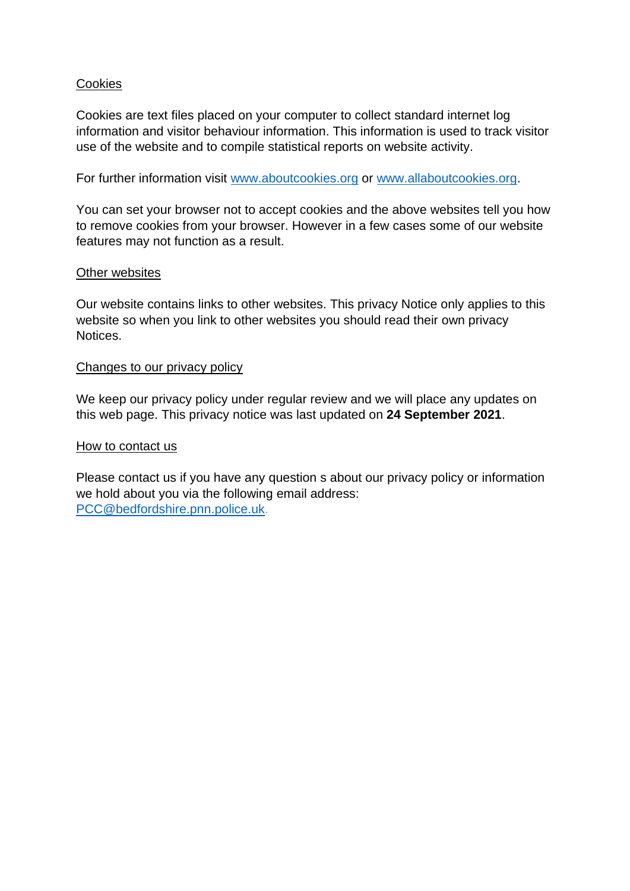## Cookies

Cookies are text files placed on your computer to collect standard internet log information and visitor behaviour information. This information is used to track visitor use of the website and to compile statistical reports on website activity.

For further information visit www.aboutcookies.org or www.allaboutcookies.org.

You can set your browser not to accept cookies and the above websites tell you how to remove cookies from your browser. However in a few cases some of our website features may not function as a result.

## Other websites

Our website contains links to other websites. This privacy Notice only applies to this website so when you link to other websites you should read their own privacy Notices.

## Changes to our privacy policy

We keep our privacy policy under regular review and we will place any updates on this web page. This privacy notice was last updated on **24 September 2021**.

## How to contact us

Please contact us if you have any question s about our privacy policy or information we hold about you via the following email address:
PCC@bedfordshire.pnn.police.uk.